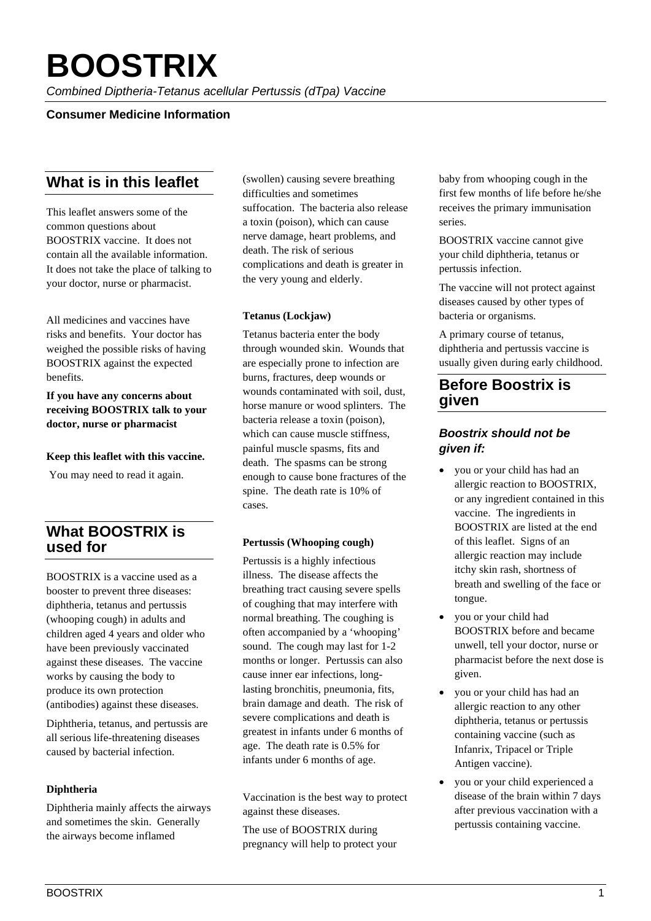# BOOSTRIX

*Combined Diptheria-Tetanus acellular Pertussis (dTpa) Vaccine*

**Consumer Medicine Information**

## What is in this leaflet

This leaflet answers some of the common questions about BOOSTRIX vaccine. It does not contain all the available information. It does not take the place of talking to your doctor, nurse or pharmacist.

All medicines and vaccines have risks and benefits. Your doctor has weighed the possible risks of having BOOSTRIX against the expected benefits.

**If you have any concerns about receiving BOOSTRIX talk to your doctor, nurse or pharmacist**

**Keep this leaflet with this vaccine.**

You may need to read it again.

## What BOOSTRIX is used for

BOOSTRIX is a vaccine used as a booster to prevent three diseases: diphtheria, tetanus and pertussis (whooping cough) in adults and children aged 4 years and older who have been previously vaccinated against these diseases. The vaccine works by causing the body to produce its own protection (antibodies) against these diseases.

Diphtheria, tetanus, and pertussis are all serious life-threatening diseases caused by bacterial infection.

**Diphtheria**

Diphtheria mainly affects the airways and sometimes the skin. Generally the airways become inflamed (swollen) causing severe breathing difficulties and sometimes suffocation. The bacteria also release a toxin (poison), which can cause nerve damage, heart problems, and death. The risk of serious complications and death is greater in the very young and elderly.

**Tetanus (Lockjaw)**

Tetanus bacteria enter the body through wounded skin. Wounds that are especially prone to infection are burns, fractures, deep wounds or wounds contaminated with soil, dust, horse manure or wood splinters. The bacteria release a toxin (poison), which can cause muscle stiffness, painful muscle spasms, fits and death. The spasms can be strong enough to cause bone fractures of the spine. The death rate is 10% of cases.

**Pertussis (Whooping cough)**

Pertussis is a highly infectious illness. The disease affects the breathing tract causing severe spells of coughing that may interfere with normal breathing. The coughing is often accompanied by a 'whooping' sound. The cough may last for 1-2 months or longer. Pertussis can also cause inner ear infections, long-lasting bronchitis, pneumonia, fits, brain damage and death. The risk of severe complications and death is greatest in infants under 6 months of age. The death rate is 0.5% for infants under 6 months of age.

Vaccination is the best way to protect against these diseases.

The use of BOOSTRIX during pregnancy will help to protect your baby from whooping cough in the first few months of life before he/she receives the primary immunisation series.

BOOSTRIX vaccine cannot give your child diphtheria, tetanus or pertussis infection.

The vaccine will not protect against diseases caused by other types of bacteria or organisms.

A primary course of tetanus, diphtheria and pertussis vaccine is usually given during early childhood.

## Before Boostrix is given

### *Boostrix should not be given if:*

- you or your child has had an allergic reaction to BOOSTRIX, or any ingredient contained in this vaccine. The ingredients in BOOSTRIX are listed at the end of this leaflet. Signs of an allergic reaction may include itchy skin rash, shortness of breath and swelling of the face or tongue.
- you or your child had BOOSTRIX before and became unwell, tell your doctor, nurse or pharmacist before the next dose is given.
- you or your child has had an allergic reaction to any other diphtheria, tetanus or pertussis containing vaccine (such as Infanrix, Tripacel or Triple Antigen vaccine).
- you or your child experienced a disease of the brain within 7 days after previous vaccination with a pertussis containing vaccine.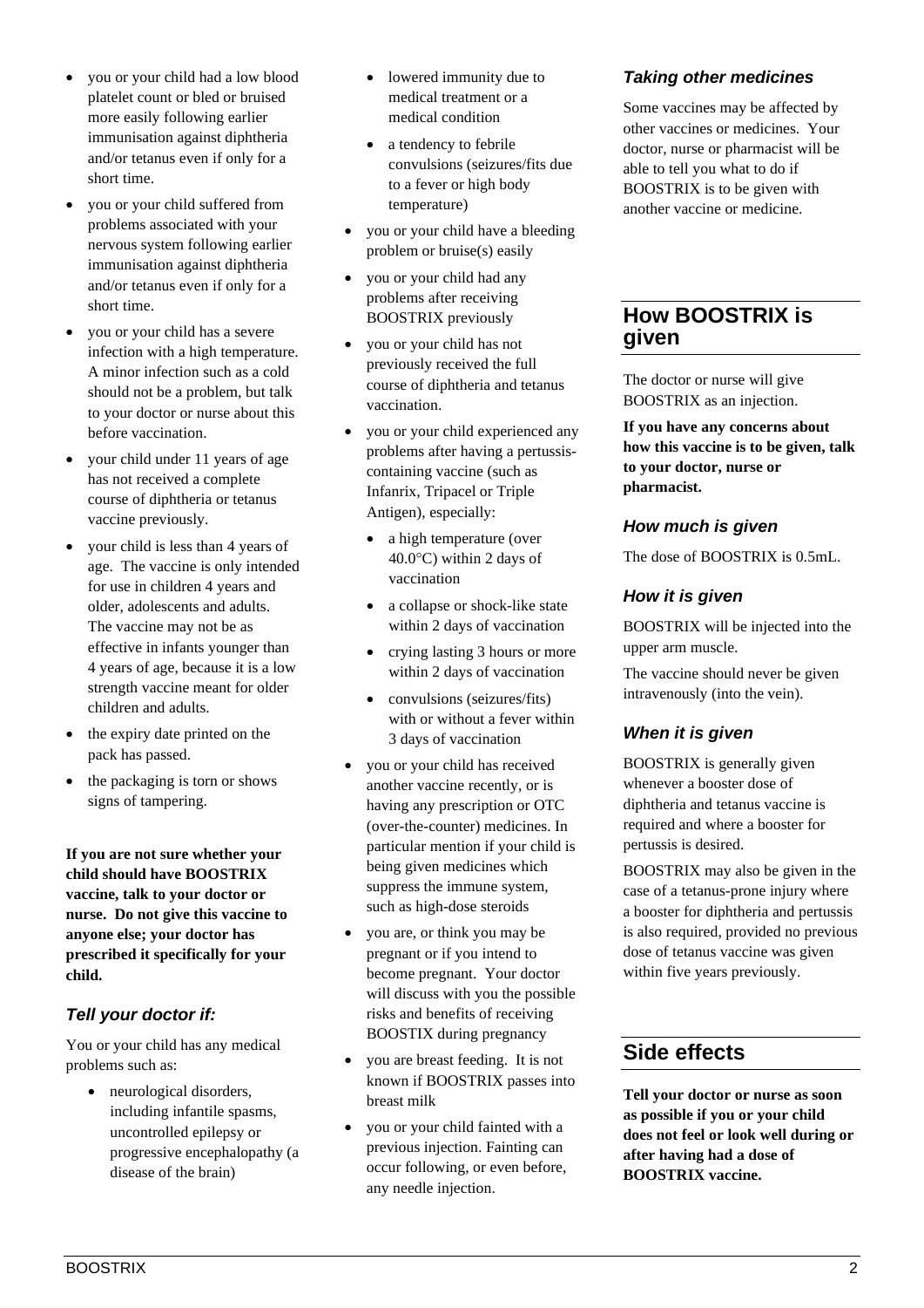- you or your child had a low blood platelet count or bled or bruised more easily following earlier immunisation against diphtheria and/or tetanus even if only for a short time.
- you or your child suffered from problems associated with your nervous system following earlier immunisation against diphtheria and/or tetanus even if only for a short time.
- you or your child has a severe infection with a high temperature. A minor infection such as a cold should not be a problem, but talk to your doctor or nurse about this before vaccination.
- your child under 11 years of age has not received a complete course of diphtheria or tetanus vaccine previously.
- your child is less than 4 years of age. The vaccine is only intended for use in children 4 years and older, adolescents and adults. The vaccine may not be as effective in infants younger than 4 years of age, because it is a low strength vaccine meant for older children and adults.
- the expiry date printed on the pack has passed.
- the packaging is torn or shows signs of tampering.

**If you are not sure whether your child should have BOOSTRIX vaccine, talk to your doctor or nurse. Do not give this vaccine to anyone else; your doctor has prescribed it specifically for your child.**

### *Tell your doctor if:*

You or your child has any medical problems such as:

- neurological disorders, including infantile spasms, uncontrolled epilepsy or progressive encephalopathy (a disease of the brain)
- lowered immunity due to medical treatment or a medical condition
- a tendency to febrile convulsions (seizures/fits due to a fever or high body temperature)

- you or your child have a bleeding problem or bruise(s) easily
- you or your child had any problems after receiving BOOSTRIX previously
- you or your child has not previously received the full course of diphtheria and tetanus vaccination.
- you or your child experienced any problems after having a pertussis-containing vaccine (such as Infanrix, Tripacel or Triple Antigen), especially:
  - a high temperature (over 40.0°C) within 2 days of vaccination
  - a collapse or shock-like state within 2 days of vaccination
  - crying lasting 3 hours or more within 2 days of vaccination
  - convulsions (seizures/fits) with or without a fever within 3 days of vaccination
- you or your child has received another vaccine recently, or is having any prescription or OTC (over-the-counter) medicines. In particular mention if your child is being given medicines which suppress the immune system, such as high-dose steroids
- you are, or think you may be pregnant or if you intend to become pregnant. Your doctor will discuss with you the possible risks and benefits of receiving BOOSTIX during pregnancy
- you are breast feeding. It is not known if BOOSTRIX passes into breast milk
- you or your child fainted with a previous injection. Fainting can occur following, or even before, any needle injection.

### *Taking other medicines*

Some vaccines may be affected by other vaccines or medicines. Your doctor, nurse or pharmacist will be able to tell you what to do if BOOSTRIX is to be given with another vaccine or medicine.

## How BOOSTRIX is given

The doctor or nurse will give BOOSTRIX as an injection.

**If you have any concerns about how this vaccine is to be given, talk to your doctor, nurse or pharmacist.**

### *How much is given*

The dose of BOOSTRIX is 0.5mL.

### *How it is given*

BOOSTRIX will be injected into the upper arm muscle.

The vaccine should never be given intravenously (into the vein).

### *When it is given*

BOOSTRIX is generally given whenever a booster dose of diphtheria and tetanus vaccine is required and where a booster for pertussis is desired.

BOOSTRIX may also be given in the case of a tetanus-prone injury where a booster for diphtheria and pertussis is also required, provided no previous dose of tetanus vaccine was given within five years previously.

## Side effects

**Tell your doctor or nurse as soon as possible if you or your child does not feel or look well during or after having had a dose of BOOSTRIX vaccine.**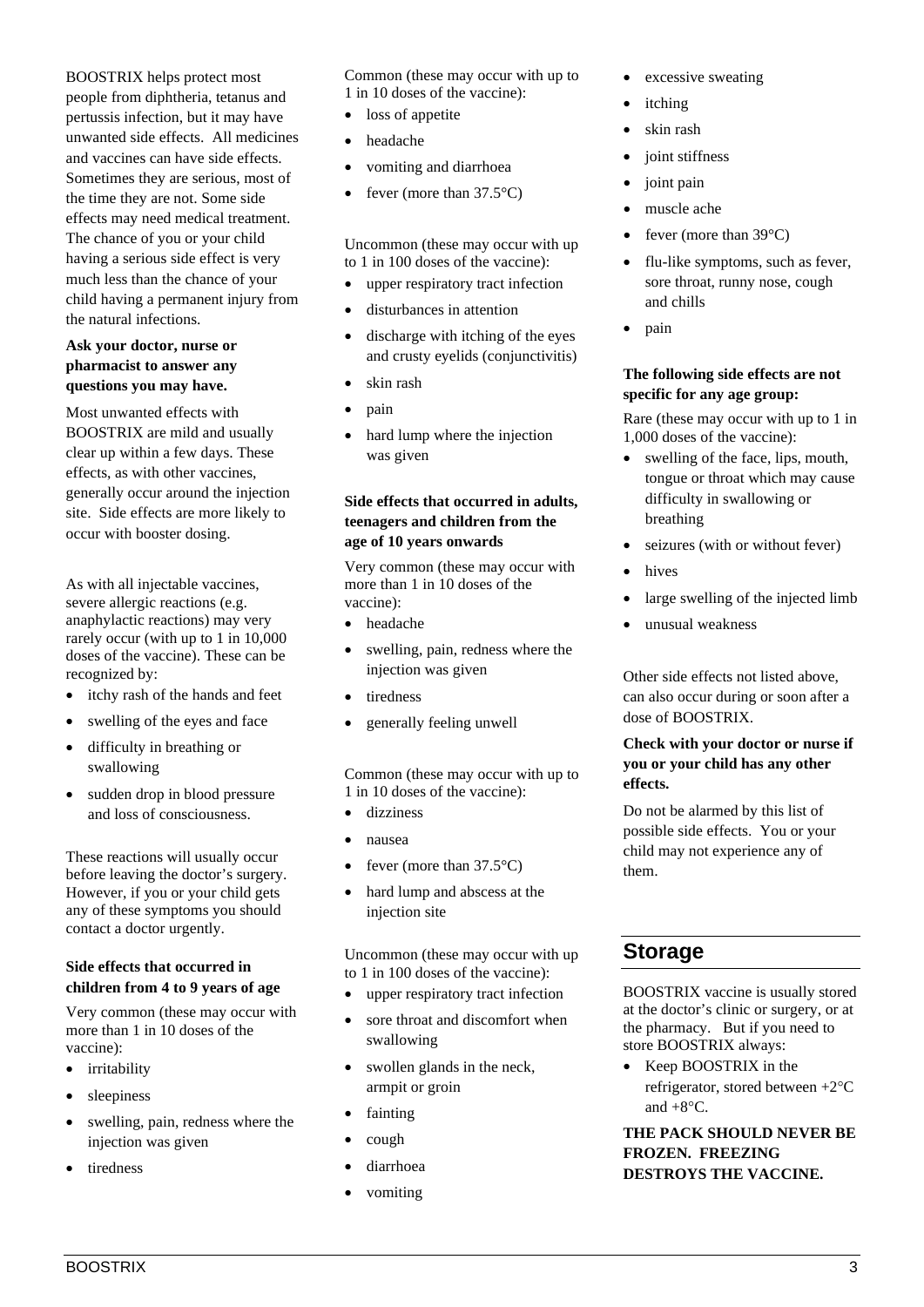BOOSTRIX helps protect most people from diphtheria, tetanus and pertussis infection, but it may have unwanted side effects. All medicines and vaccines can have side effects. Sometimes they are serious, most of the time they are not. Some side effects may need medical treatment. The chance of you or your child having a serious side effect is very much less than the chance of your child having a permanent injury from the natural infections.

**Ask your doctor, nurse or pharmacist to answer any questions you may have.**

Most unwanted effects with BOOSTRIX are mild and usually clear up within a few days. These effects, as with other vaccines, generally occur around the injection site. Side effects are more likely to occur with booster dosing.

As with all injectable vaccines, severe allergic reactions (e.g. anaphylactic reactions) may very rarely occur (with up to 1 in 10,000 doses of the vaccine). These can be recognized by:

- itchy rash of the hands and feet
- swelling of the eyes and face
- difficulty in breathing or swallowing
- sudden drop in blood pressure and loss of consciousness.

These reactions will usually occur before leaving the doctor's surgery. However, if you or your child gets any of these symptoms you should contact a doctor urgently.

**Side effects that occurred in children from 4 to 9 years of age**

Very common (these may occur with more than 1 in 10 doses of the vaccine):

- irritability
- sleepiness
- swelling, pain, redness where the injection was given
- tiredness

Common (these may occur with up to 1 in 10 doses of the vaccine):

- loss of appetite
- headache
- vomiting and diarrhoea
- fever (more than 37.5°C)

Uncommon (these may occur with up to 1 in 100 doses of the vaccine):

- upper respiratory tract infection
- disturbances in attention
- discharge with itching of the eyes and crusty eyelids (conjunctivitis)
- skin rash
- pain
- hard lump where the injection was given

**Side effects that occurred in adults, teenagers and children from the age of 10 years onwards**

Very common (these may occur with more than 1 in 10 doses of the vaccine):

- headache
- swelling, pain, redness where the injection was given
- tiredness
- generally feeling unwell

Common (these may occur with up to 1 in 10 doses of the vaccine):

- dizziness
- nausea
- fever (more than 37.5°C)
- hard lump and abscess at the injection site

Uncommon (these may occur with up to 1 in 100 doses of the vaccine):

- upper respiratory tract infection
- sore throat and discomfort when swallowing
- swollen glands in the neck, armpit or groin
- fainting
- cough
- diarrhoea
- vomiting
- excessive sweating
- itching
- skin rash
- joint stiffness
- joint pain
- muscle ache
- fever (more than 39°C)
- flu-like symptoms, such as fever, sore throat, runny nose, cough and chills
- pain

**The following side effects are not specific for any age group:**

Rare (these may occur with up to 1 in 1,000 doses of the vaccine):

- swelling of the face, lips, mouth, tongue or throat which may cause difficulty in swallowing or breathing
- seizures (with or without fever)
- hives
- large swelling of the injected limb
- unusual weakness

Other side effects not listed above, can also occur during or soon after a dose of BOOSTRIX.

**Check with your doctor or nurse if you or your child has any other effects.**

Do not be alarmed by this list of possible side effects. You or your child may not experience any of them.

## Storage

BOOSTRIX vaccine is usually stored at the doctor's clinic or surgery, or at the pharmacy. But if you need to store BOOSTRIX always:

- Keep BOOSTRIX in the refrigerator, stored between +2°C and +8°C.

**THE PACK SHOULD NEVER BE FROZEN. FREEZING DESTROYS THE VACCINE.**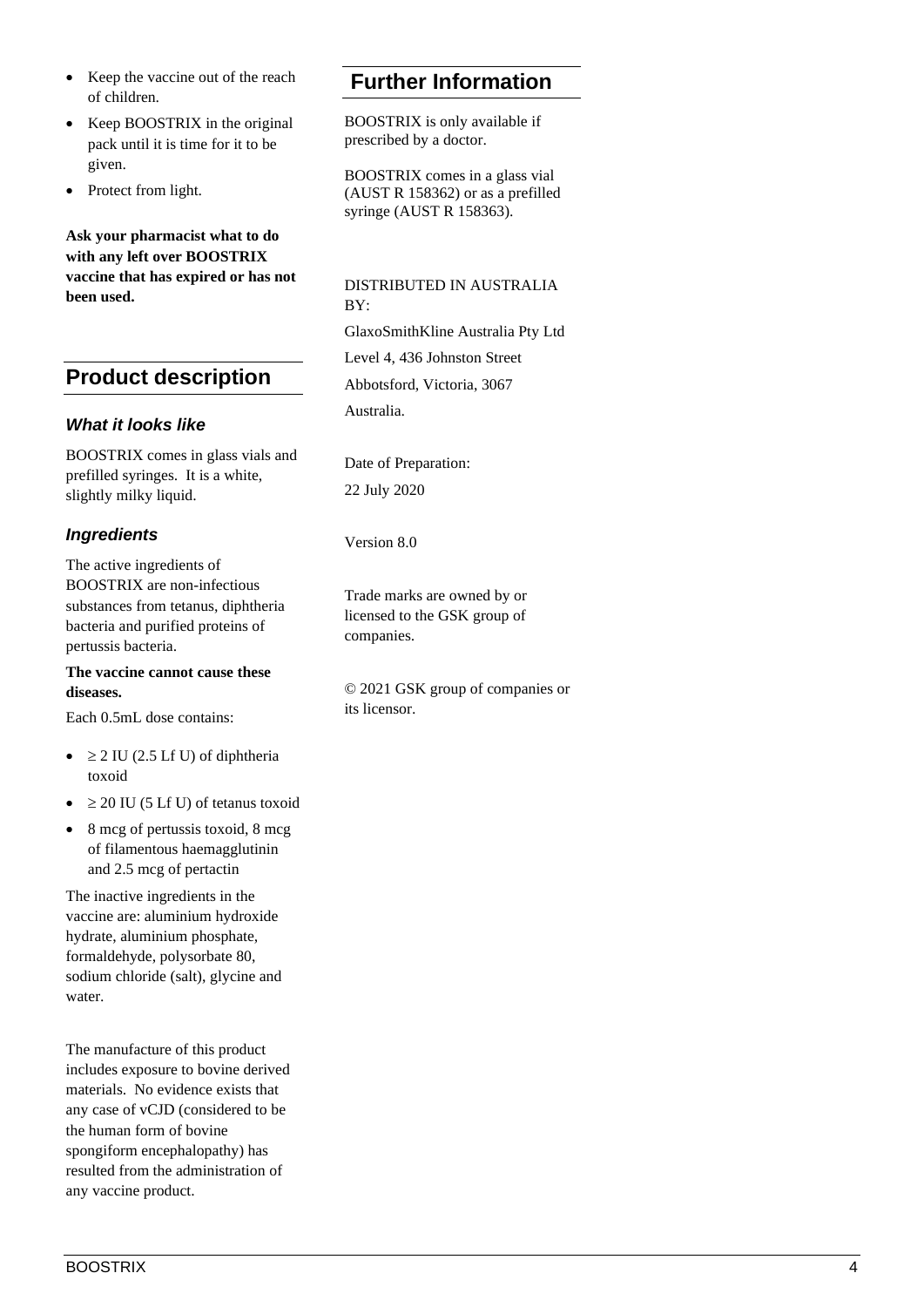- Keep the vaccine out of the reach of children.
- Keep BOOSTRIX in the original pack until it is time for it to be given.
- Protect from light.

**Ask your pharmacist what to do with any left over BOOSTRIX vaccine that has expired or has not been used.**

## Product description

### *What it looks like*

BOOSTRIX comes in glass vials and prefilled syringes. It is a white, slightly milky liquid.

### *Ingredients*

The active ingredients of BOOSTRIX are non-infectious substances from tetanus, diphtheria bacteria and purified proteins of pertussis bacteria.

**The vaccine cannot cause these diseases.**

Each 0.5mL dose contains:

- $\geq$ 2 IU (2.5 Lf U) of diphtheria toxoid
- $\geq$ 20 IU (5 Lf U) of tetanus toxoid
- 8 mcg of pertussis toxoid, 8 mcg of filamentous haemagglutinin and 2.5 mcg of pertactin

The inactive ingredients in the vaccine are: aluminium hydroxide hydrate, aluminium phosphate, formaldehyde, polysorbate 80, sodium chloride (salt), glycine and water.

The manufacture of this product includes exposure to bovine derived materials. No evidence exists that any case of vCJD (considered to be the human form of bovine spongiform encephalopathy) has resulted from the administration of any vaccine product.

## Further Information

BOOSTRIX is only available if prescribed by a doctor.

BOOSTRIX comes in a glass vial (AUST R 158362) or as a prefilled syringe (AUST R 158363).

DISTRIBUTED IN AUSTRALIA BY:

GlaxoSmithKline Australia Pty Ltd

Level 4, 436 Johnston Street

Abbotsford, Victoria, 3067

Australia.

Date of Preparation:

22 July 2020

Version 8.0

Trade marks are owned by or licensed to the GSK group of companies.

© 2021 GSK group of companies or its licensor.